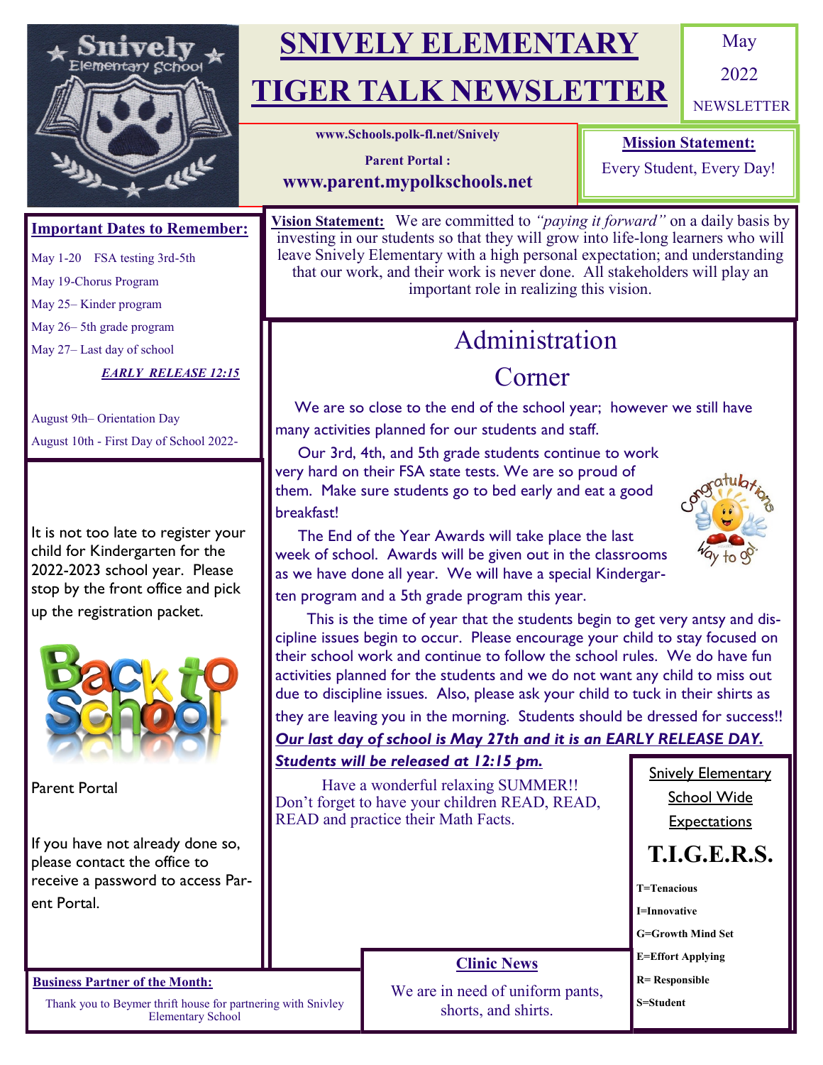# SNIVELY ELEMENTARY

# TIGER TALK NEWSLETTER

May 2022 NEWSLETTER

www.Schools.polk-fl.net/Snively

**Parent Portal :**

**www.parent.mypolkschools.net**

**Mission Statement:**

Every Student, Every Day!

**Vision Statement:** We are committed to *"paying it forward"* on a daily basis by investing in our students so that they will grow into life-long learners who will leave Snively Elementary with a high personal expectation; and understanding that our work, and their work is never done. All stakeholders will play an important role in realizing this vision.

## Important Dates to Remember:

May 1-20 FSA testing 3rd-5th

May 19-Chorus Program

May 25– Kinder program

May 26– 5th grade program

May 27– Last day of school

***EARLY RELEASE 12:15***

August 9th– Orientation Day

August 10th - First Day of School 2022-

It is not too late to register your child for Kindergarten for the 2022-2023 school year. Please stop by the front office and pick up the registration packet.

Parent Portal

If you have not already done so, please contact the office to receive a password to access Parent Portal.

## Administration Corner

We are so close to the end of the school year; however we still have many activities planned for our students and staff.

Our 3rd, 4th, and 5th grade students continue to work very hard on their FSA state tests. We are so proud of them. Make sure students go to bed early and eat a good breakfast!

The End of the Year Awards will take place the last week of school. Awards will be given out in the classrooms as we have done all year. We will have a special Kindergarten program and a 5th grade program this year.

This is the time of year that the students begin to get very antsy and discipline issues begin to occur. Please encourage your child to stay focused on their school work and continue to follow the school rules. We do have fun activities planned for the students and we do not want any child to miss out due to discipline issues. Also, please ask your child to tuck in their shirts as they are leaving you in the morning. Students should be dressed for success!!

***Our last day of school is May 27th and it is an EARLY RELEASE DAY. Students will be released at 12:15 pm.***

Have a wonderful relaxing SUMMER!! Don't forget to have your children READ, READ, READ and practice their Math Facts.

## Snively Elementary School Wide Expectations

# T.I.G.E.R.S.

**T=Tenacious**

**I=Innovative**

**G=Growth Mind Set**

**E=Effort Applying**

**R= Responsible**

**S=Student**

## Clinic News

We are in need of uniform pants, shorts, and shirts.

**Business Partner of the Month:**

Thank you to Beymer thrift house for partnering with Snivley Elementary School